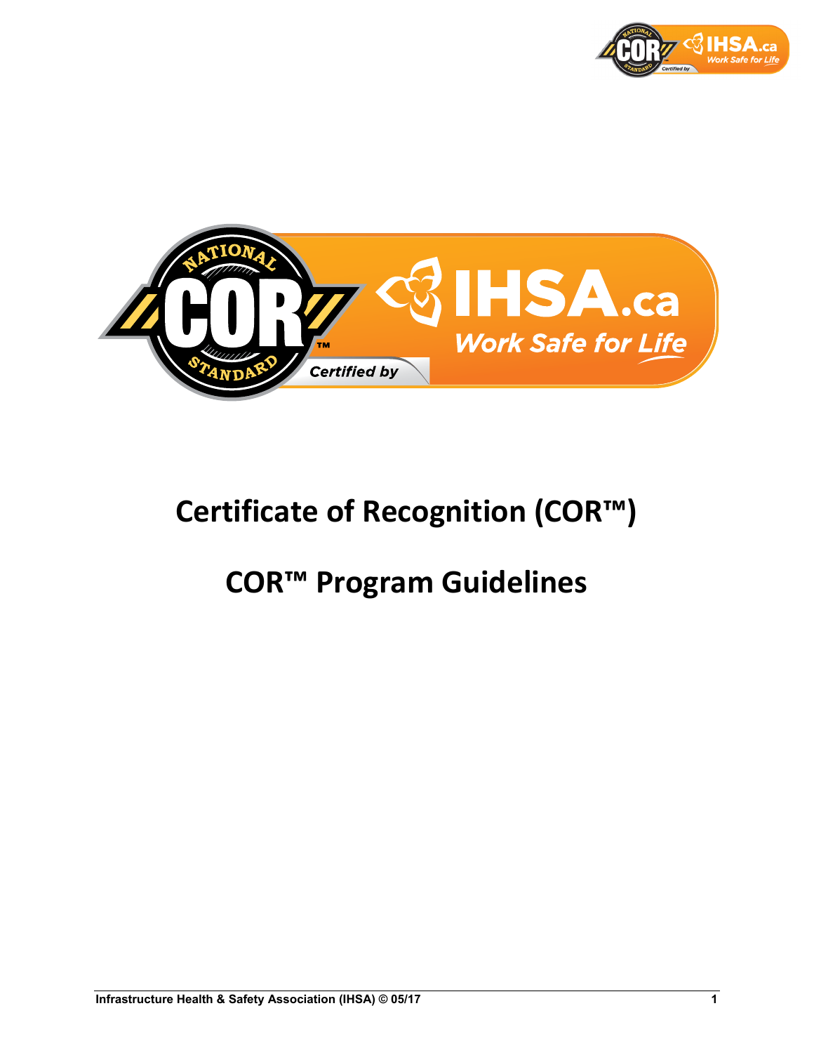# Certificate of Recognition (COR™)

# COR™ Program Guidelines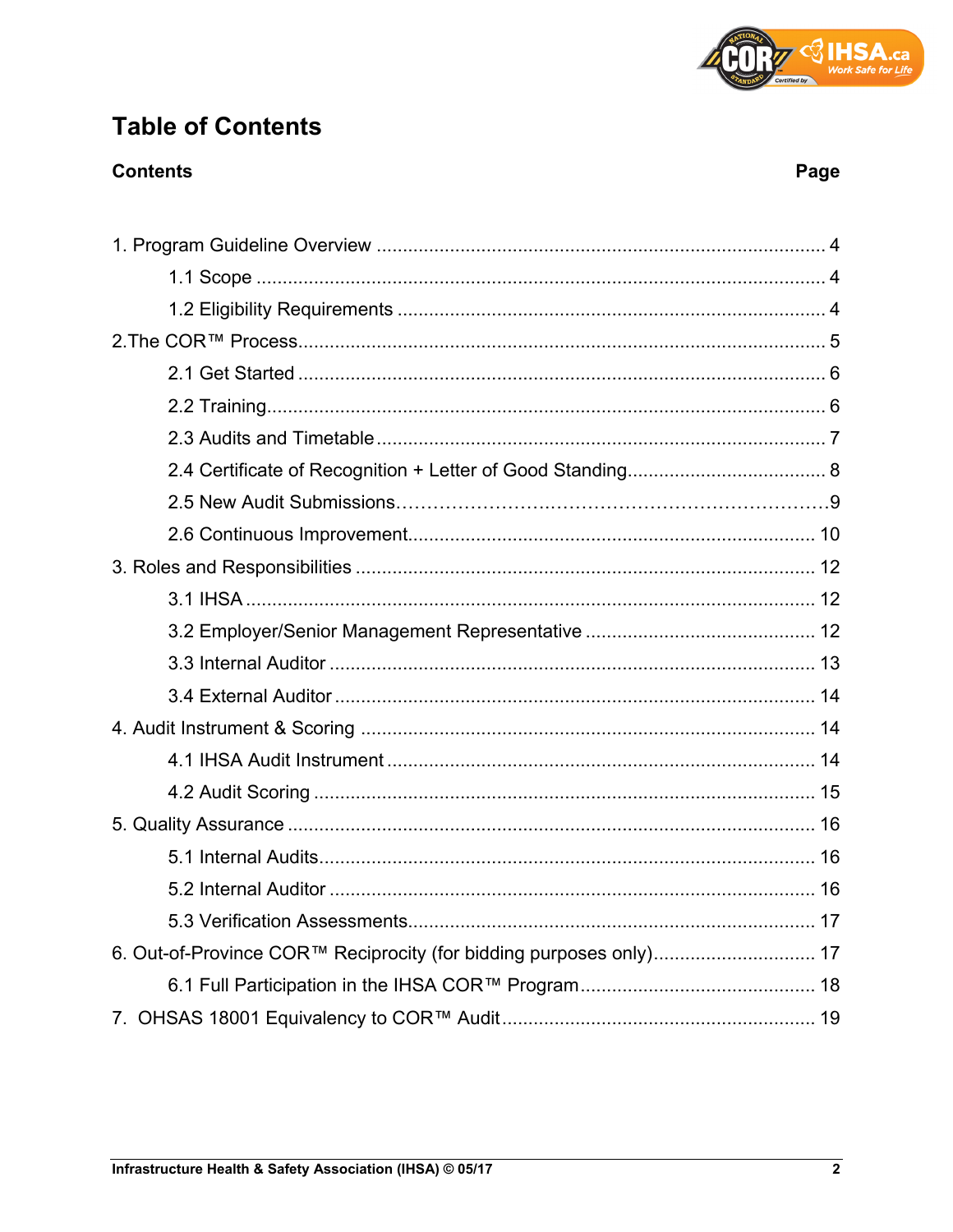# Table of Contents

| Contents | Page |
|---|---|
| 1. Program Guideline Overview | 4 |
| 1.1 Scope | 4 |
| 1.2 Eligibility Requirements | 4 |
| 2.The COR™ Process | 5 |
| 2.1 Get Started | 6 |
| 2.2 Training | 6 |
| 2.3 Audits and Timetable | 7 |
| 2.4 Certificate of Recognition + Letter of Good Standing | 8 |
| 2.5 New Audit Submissions | 9 |
| 2.6 Continuous Improvement | 10 |
| 3. Roles and Responsibilities | 12 |
| 3.1 IHSA | 12 |
| 3.2 Employer/Senior Management Representative | 12 |
| 3.3 Internal Auditor | 13 |
| 3.4 External Auditor | 14 |
| 4. Audit Instrument & Scoring | 14 |
| 4.1 IHSA Audit Instrument | 14 |
| 4.2 Audit Scoring | 15 |
| 5. Quality Assurance | 16 |
| 5.1 Internal Audits | 16 |
| 5.2 Internal Auditor | 16 |
| 5.3 Verification Assessments | 17 |
| 6. Out-of-Province COR™ Reciprocity (for bidding purposes only) | 17 |
| 6.1 Full Participation in the IHSA COR™ Program | 18 |
| 7. OHSAS 18001 Equivalency to COR™ Audit | 19 |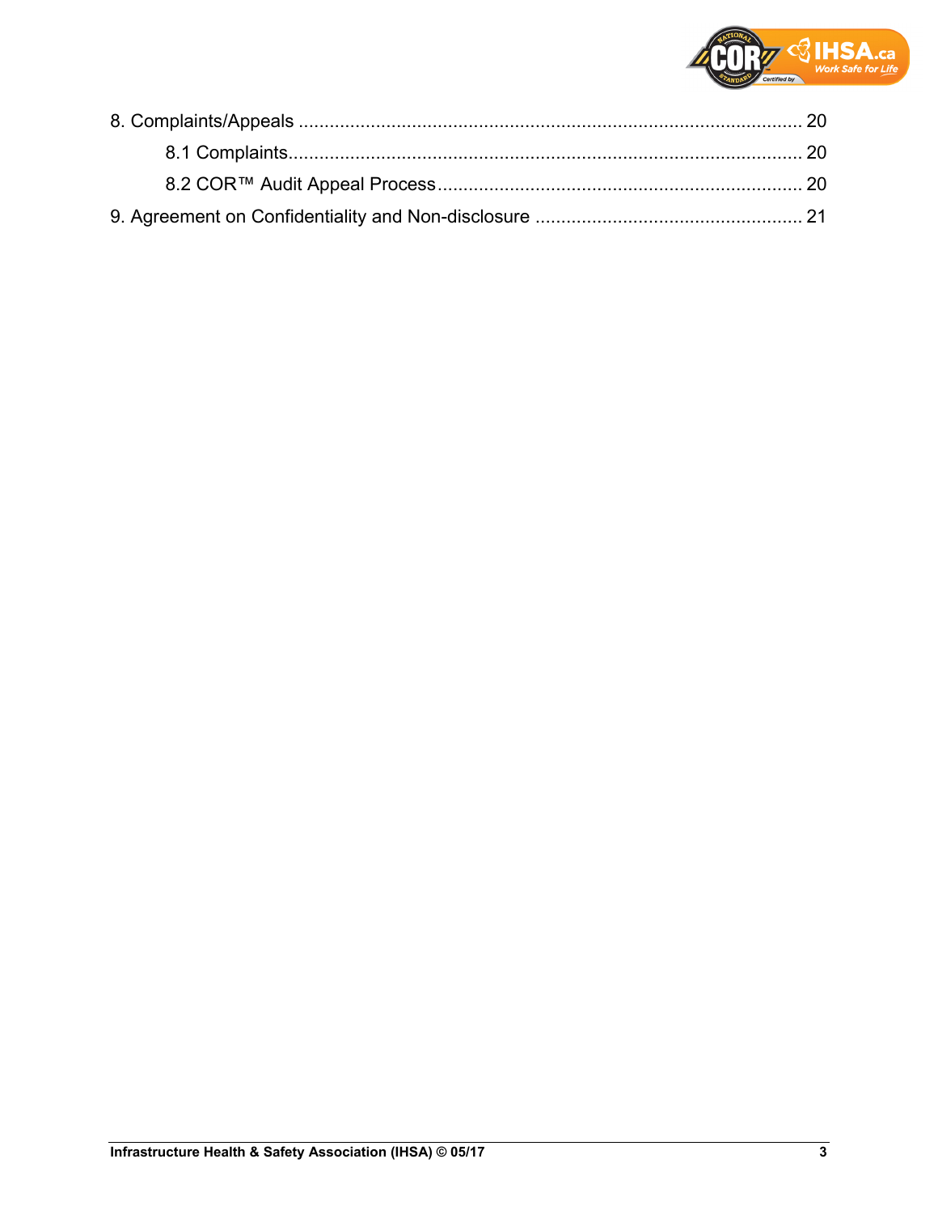8. Complaints/Appeals ........................................................................................................ 20

    8.1 Complaints.................................................................................................... 20

    8.2 COR™ Audit Appeal Process...................................................................... 20

9. Agreement on Confidentiality and Non-disclosure ................................................... 21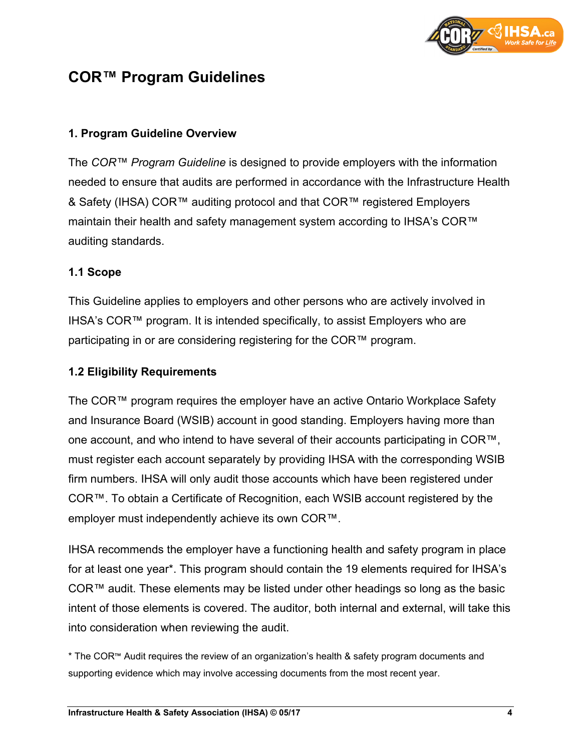## COR™ Program Guidelines

### 1. Program Guideline Overview

The *COR™ Program Guideline* is designed to provide employers with the information needed to ensure that audits are performed in accordance with the Infrastructure Health & Safety (IHSA) COR™ auditing protocol and that COR™ registered Employers maintain their health and safety management system according to IHSA's COR™ auditing standards.

### 1.1 Scope

This Guideline applies to employers and other persons who are actively involved in IHSA's COR™ program. It is intended specifically, to assist Employers who are participating in or are considering registering for the COR™ program.

### 1.2 Eligibility Requirements

The COR™ program requires the employer have an active Ontario Workplace Safety and Insurance Board (WSIB) account in good standing. Employers having more than one account, and who intend to have several of their accounts participating in COR™, must register each account separately by providing IHSA with the corresponding WSIB firm numbers. IHSA will only audit those accounts which have been registered under COR™. To obtain a Certificate of Recognition, each WSIB account registered by the employer must independently achieve its own COR™.

IHSA recommends the employer have a functioning health and safety program in place for at least one year*. This program should contain the 19 elements required for IHSA's COR™ audit. These elements may be listed under other headings so long as the basic intent of those elements is covered. The auditor, both internal and external, will take this into consideration when reviewing the audit.

* The COR™ Audit requires the review of an organization's health & safety program documents and supporting evidence which may involve accessing documents from the most recent year.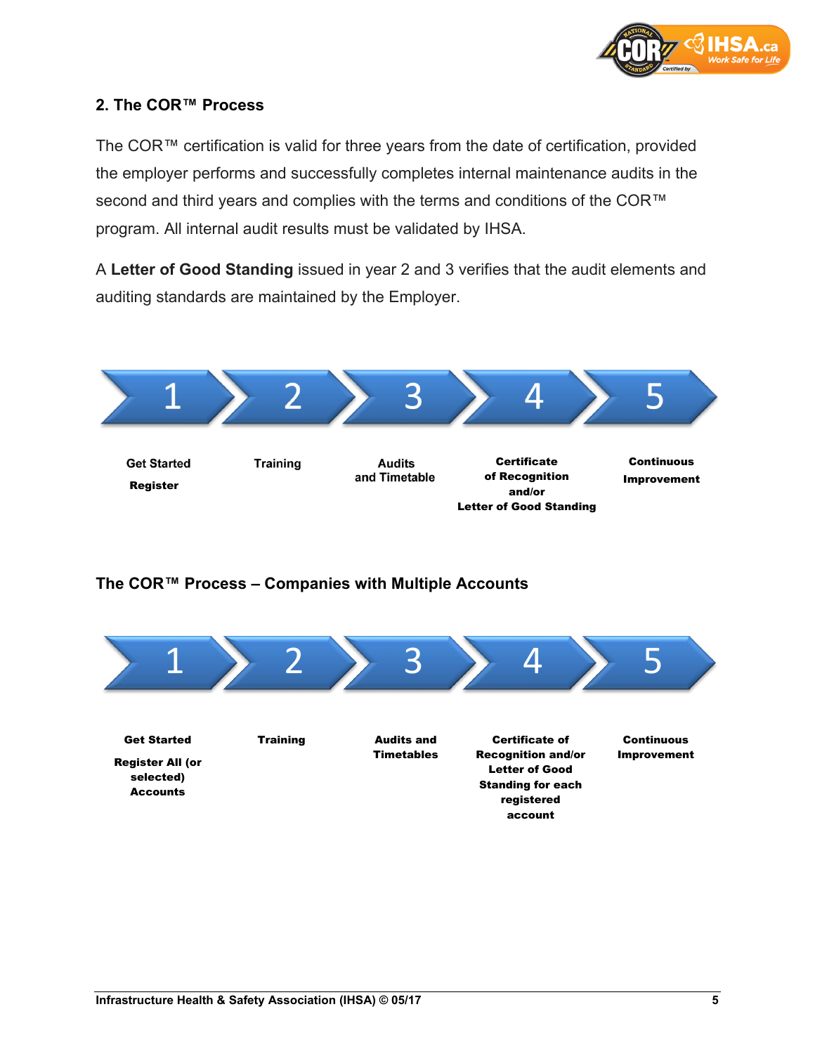## 2. The COR™ Process

The COR™ certification is valid for three years from the date of certification, provided the employer performs and successfully completes internal maintenance audits in the second and third years and complies with the terms and conditions of the COR™ program. All internal audit results must be validated by IHSA.

A **Letter of Good Standing** issued in year 2 and 3 verifies that the audit elements and auditing standards are maintained by the Employer.

| 1 | 2 | 3 | 4 | 5 |
|---|---|---|---|---|
| **Get Started** **Register** | **Training** | **Audits and Timetable** | **Certificate of Recognition and/or Letter of Good Standing** | **Continuous Improvement** |

## The COR™ Process – Companies with Multiple Accounts

| 1 | 2 | 3 | 4 | 5 |
|---|---|---|---|---|
| **Get Started** **Register All (or selected) Accounts** | **Training** | **Audits and Timetables** | **Certificate of Recognition and/or Letter of Good Standing for each registered account** | **Continuous Improvement** |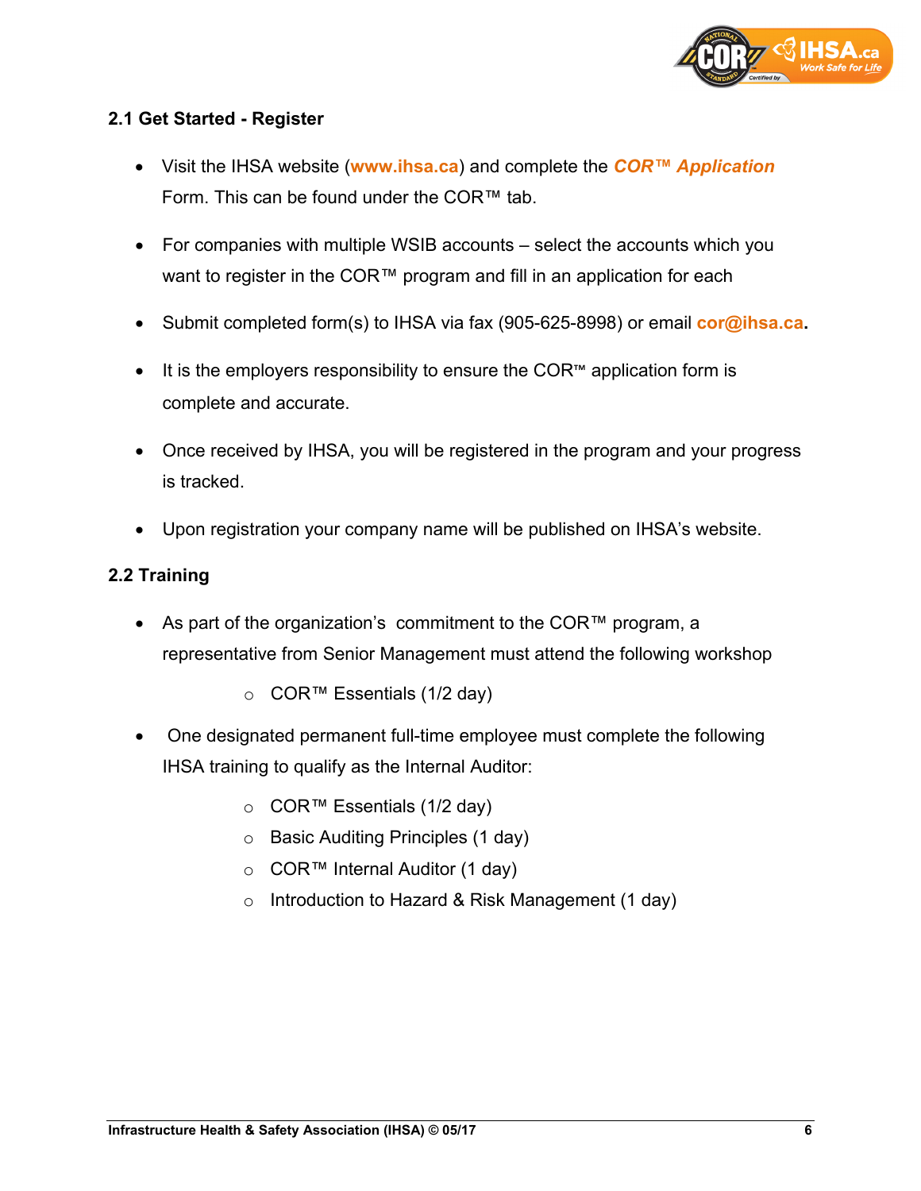## 2.1 Get Started - Register

- Visit the IHSA website (**www.ihsa.ca**) and complete the ***COR™ Application*** Form. This can be found under the COR™ tab.
- For companies with multiple WSIB accounts – select the accounts which you want to register in the COR™ program and fill in an application for each
- Submit completed form(s) to IHSA via fax (905-625-8998) or email **cor@ihsa.ca.**
- It is the employers responsibility to ensure the COR™ application form is complete and accurate.
- Once received by IHSA, you will be registered in the program and your progress is tracked.
- Upon registration your company name will be published on IHSA's website.

## 2.2 Training

- As part of the organization's commitment to the COR™ program, a representative from Senior Management must attend the following workshop
  - COR™ Essentials (1/2 day)
- One designated permanent full-time employee must complete the following IHSA training to qualify as the Internal Auditor:
  - COR™ Essentials (1/2 day)
  - Basic Auditing Principles (1 day)
  - COR™ Internal Auditor (1 day)
  - Introduction to Hazard & Risk Management (1 day)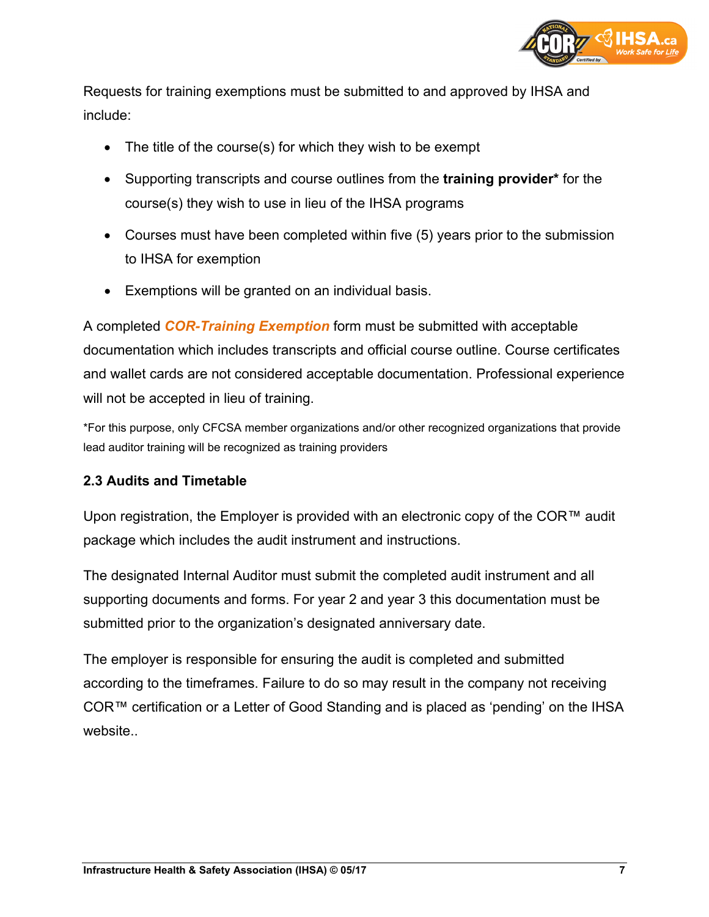Requests for training exemptions must be submitted to and approved by IHSA and include:

- The title of the course(s) for which they wish to be exempt
- Supporting transcripts and course outlines from the **training provider*** for the course(s) they wish to use in lieu of the IHSA programs
- Courses must have been completed within five (5) years prior to the submission to IHSA for exemption
- Exemptions will be granted on an individual basis.

A completed ***COR-Training Exemption*** form must be submitted with acceptable documentation which includes transcripts and official course outline. Course certificates and wallet cards are not considered acceptable documentation. Professional experience will not be accepted in lieu of training.

*For this purpose, only CFCSA member organizations and/or other recognized organizations that provide lead auditor training will be recognized as training providers

### 2.3 Audits and Timetable

Upon registration, the Employer is provided with an electronic copy of the COR™ audit package which includes the audit instrument and instructions.

The designated Internal Auditor must submit the completed audit instrument and all supporting documents and forms. For year 2 and year 3 this documentation must be submitted prior to the organization's designated anniversary date.

The employer is responsible for ensuring the audit is completed and submitted according to the timeframes. Failure to do so may result in the company not receiving COR™ certification or a Letter of Good Standing and is placed as 'pending' on the IHSA website..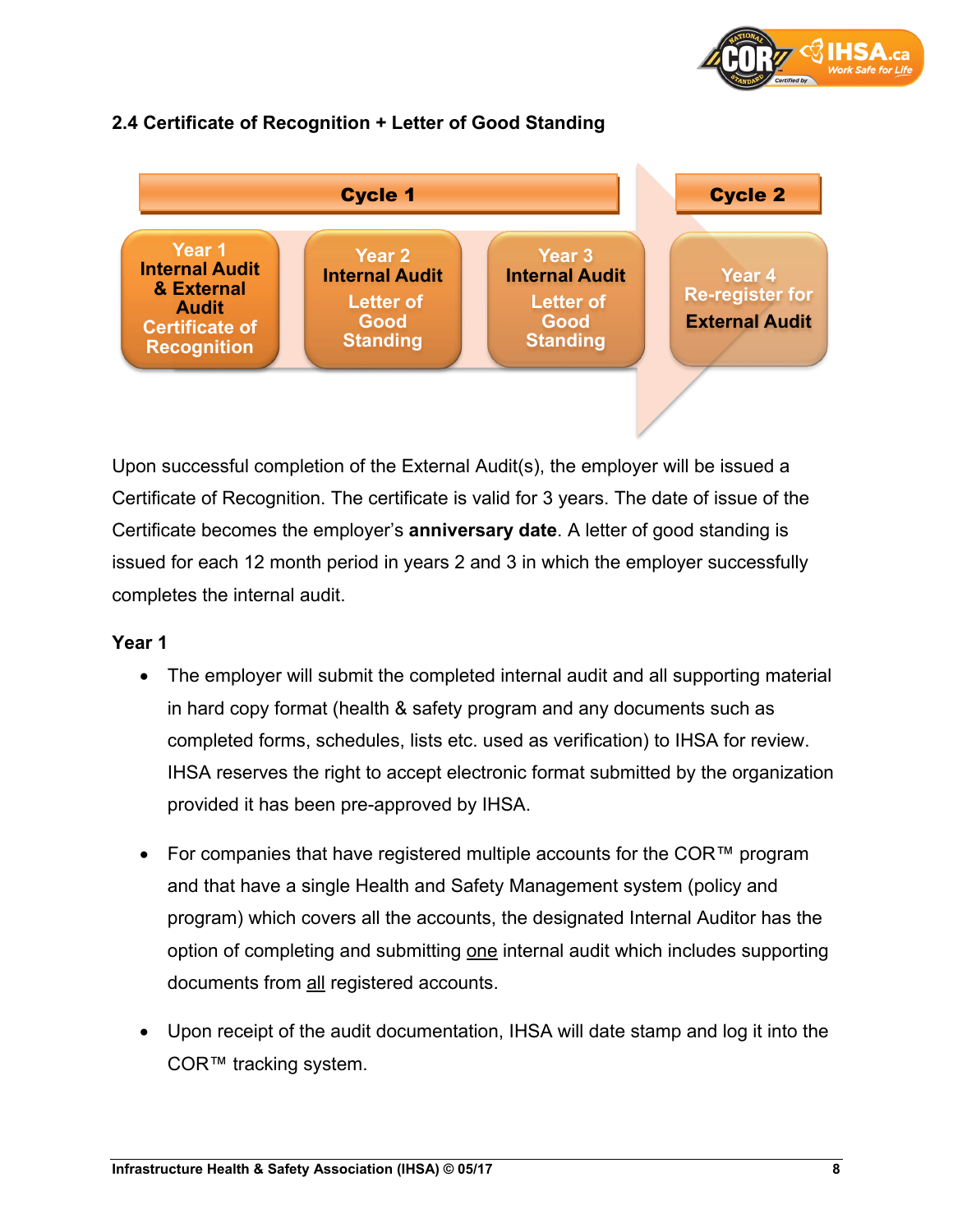## 2.4 Certificate of Recognition + Letter of Good Standing

| Cycle 1 | | | Cycle 2 |
|---|---|---|---|
| Year 1<br>Internal Audit & External Audit<br>Certificate of Recognition | Year 2<br>Internal Audit<br>Letter of Good Standing | Year 3<br>Internal Audit<br>Letter of Good Standing | Year 4<br>Re-register for External Audit |

Upon successful completion of the External Audit(s), the employer will be issued a Certificate of Recognition. The certificate is valid for 3 years. The date of issue of the Certificate becomes the employer's **anniversary date**. A letter of good standing is issued for each 12 month period in years 2 and 3 in which the employer successfully completes the internal audit.

**Year 1**

- The employer will submit the completed internal audit and all supporting material in hard copy format (health & safety program and any documents such as completed forms, schedules, lists etc. used as verification) to IHSA for review. IHSA reserves the right to accept electronic format submitted by the organization provided it has been pre-approved by IHSA.

- For companies that have registered multiple accounts for the COR™ program and that have a single Health and Safety Management system (policy and program) which covers all the accounts, the designated Internal Auditor has the option of completing and submitting one internal audit which includes supporting documents from all registered accounts.

- Upon receipt of the audit documentation, IHSA will date stamp and log it into the COR™ tracking system.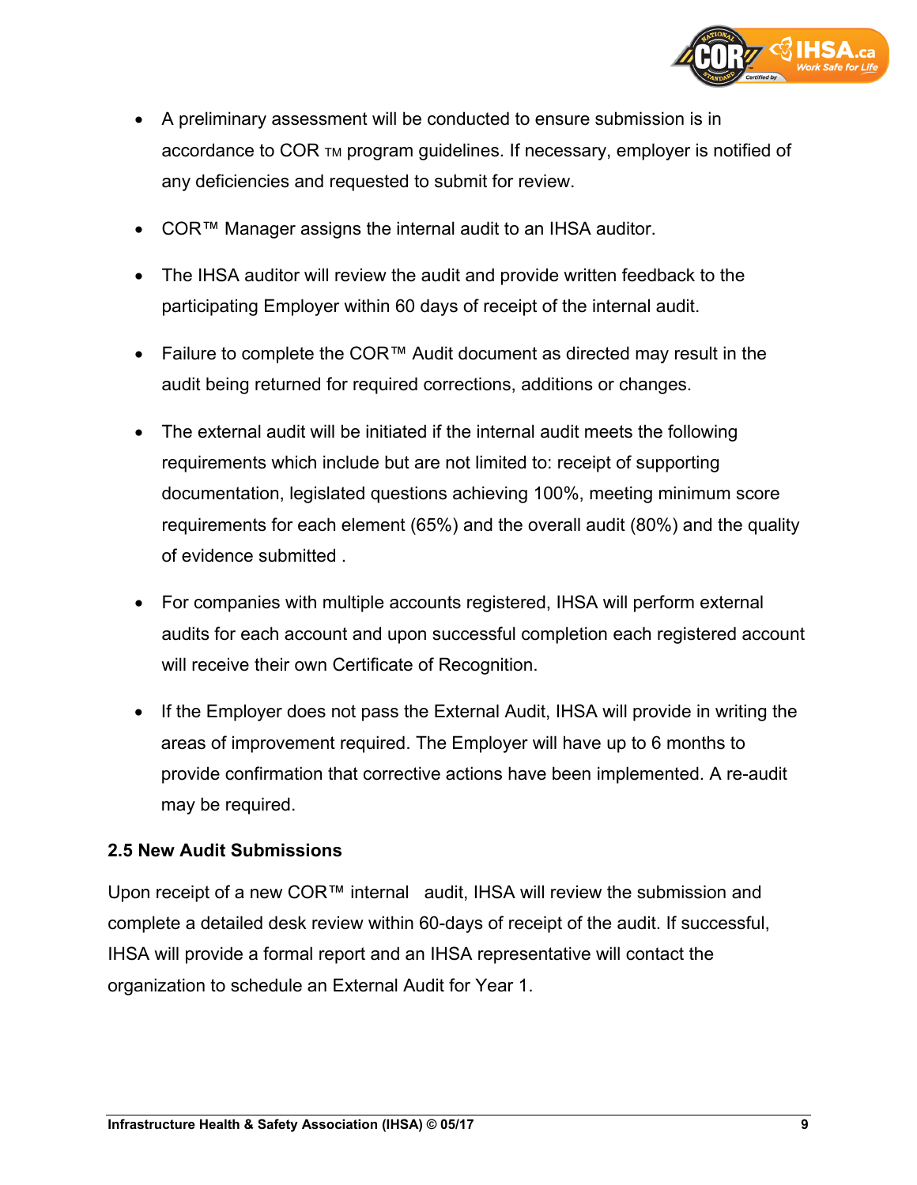- A preliminary assessment will be conducted to ensure submission is in accordance to COR TM program guidelines. If necessary, employer is notified of any deficiencies and requested to submit for review.

- COR™ Manager assigns the internal audit to an IHSA auditor.

- The IHSA auditor will review the audit and provide written feedback to the participating Employer within 60 days of receipt of the internal audit.

- Failure to complete the COR™ Audit document as directed may result in the audit being returned for required corrections, additions or changes.

- The external audit will be initiated if the internal audit meets the following requirements which include but are not limited to: receipt of supporting documentation, legislated questions achieving 100%, meeting minimum score requirements for each element (65%) and the overall audit (80%) and the quality of evidence submitted .

- For companies with multiple accounts registered, IHSA will perform external audits for each account and upon successful completion each registered account will receive their own Certificate of Recognition.

- If the Employer does not pass the External Audit, IHSA will provide in writing the areas of improvement required. The Employer will have up to 6 months to provide confirmation that corrective actions have been implemented. A re-audit may be required.

**2.5 New Audit Submissions**

Upon receipt of a new COR™ internal audit, IHSA will review the submission and complete a detailed desk review within 60-days of receipt of the audit. If successful, IHSA will provide a formal report and an IHSA representative will contact the organization to schedule an External Audit for Year 1.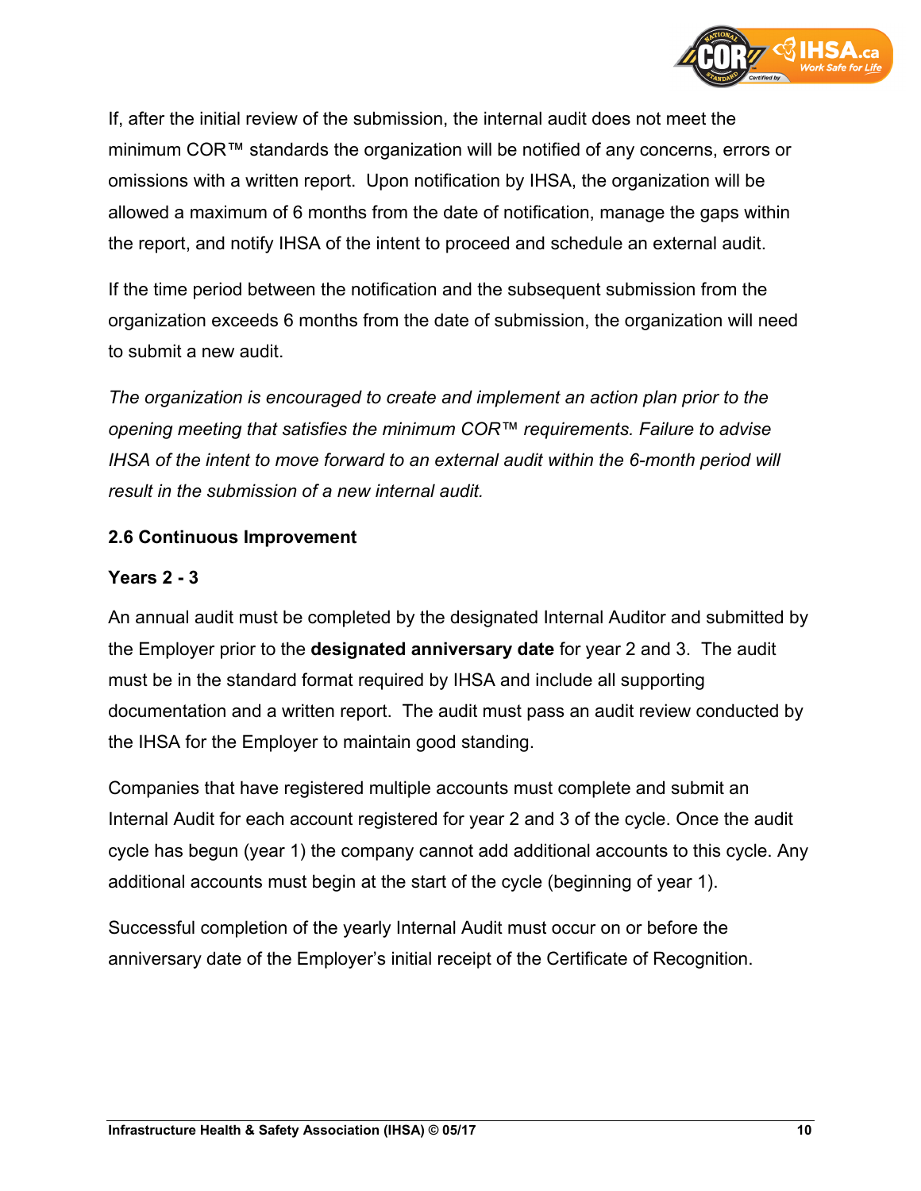If, after the initial review of the submission, the internal audit does not meet the minimum COR™ standards the organization will be notified of any concerns, errors or omissions with a written report. Upon notification by IHSA, the organization will be allowed a maximum of 6 months from the date of notification, manage the gaps within the report, and notify IHSA of the intent to proceed and schedule an external audit.

If the time period between the notification and the subsequent submission from the organization exceeds 6 months from the date of submission, the organization will need to submit a new audit.

*The organization is encouraged to create and implement an action plan prior to the opening meeting that satisfies the minimum COR™ requirements. Failure to advise IHSA of the intent to move forward to an external audit within the 6-month period will result in the submission of a new internal audit.*

### 2.6 Continuous Improvement

#### Years 2 - 3

An annual audit must be completed by the designated Internal Auditor and submitted by the Employer prior to the **designated anniversary date** for year 2 and 3. The audit must be in the standard format required by IHSA and include all supporting documentation and a written report. The audit must pass an audit review conducted by the IHSA for the Employer to maintain good standing.

Companies that have registered multiple accounts must complete and submit an Internal Audit for each account registered for year 2 and 3 of the cycle. Once the audit cycle has begun (year 1) the company cannot add additional accounts to this cycle. Any additional accounts must begin at the start of the cycle (beginning of year 1).

Successful completion of the yearly Internal Audit must occur on or before the anniversary date of the Employer's initial receipt of the Certificate of Recognition.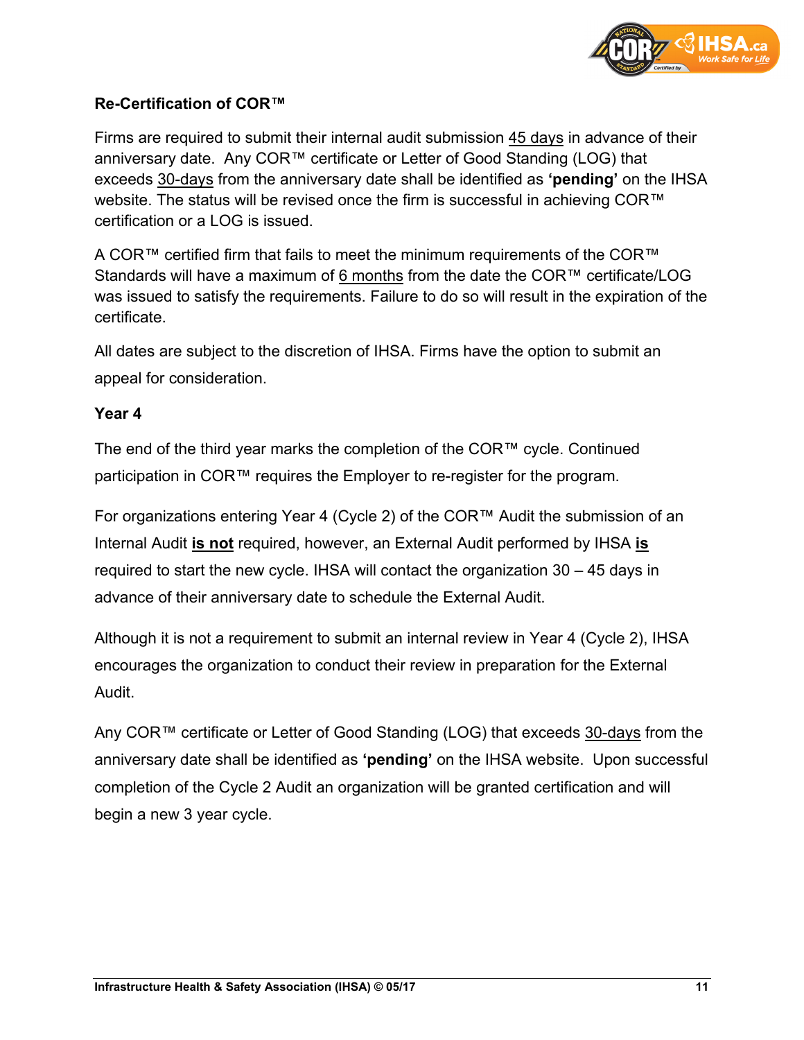**Re-Certification of COR™**

Firms are required to submit their internal audit submission <u>45 days</u> in advance of their anniversary date. Any COR™ certificate or Letter of Good Standing (LOG) that exceeds <u>30-days</u> from the anniversary date shall be identified as **'pending'** on the IHSA website. The status will be revised once the firm is successful in achieving COR™ certification or a LOG is issued.

A COR™ certified firm that fails to meet the minimum requirements of the COR™ Standards will have a maximum of <u>6 months</u> from the date the COR™ certificate/LOG was issued to satisfy the requirements. Failure to do so will result in the expiration of the certificate.

All dates are subject to the discretion of IHSA. Firms have the option to submit an appeal for consideration.

**Year 4**

The end of the third year marks the completion of the COR™ cycle. Continued participation in COR™ requires the Employer to re-register for the program.

For organizations entering Year 4 (Cycle 2) of the COR™ Audit the submission of an Internal Audit **<u>is not</u>** required, however, an External Audit performed by IHSA **<u>is</u>** required to start the new cycle. IHSA will contact the organization 30 – 45 days in advance of their anniversary date to schedule the External Audit.

Although it is not a requirement to submit an internal review in Year 4 (Cycle 2), IHSA encourages the organization to conduct their review in preparation for the External Audit.

Any COR™ certificate or Letter of Good Standing (LOG) that exceeds <u>30-days</u> from the anniversary date shall be identified as **'pending'** on the IHSA website. Upon successful completion of the Cycle 2 Audit an organization will be granted certification and will begin a new 3 year cycle.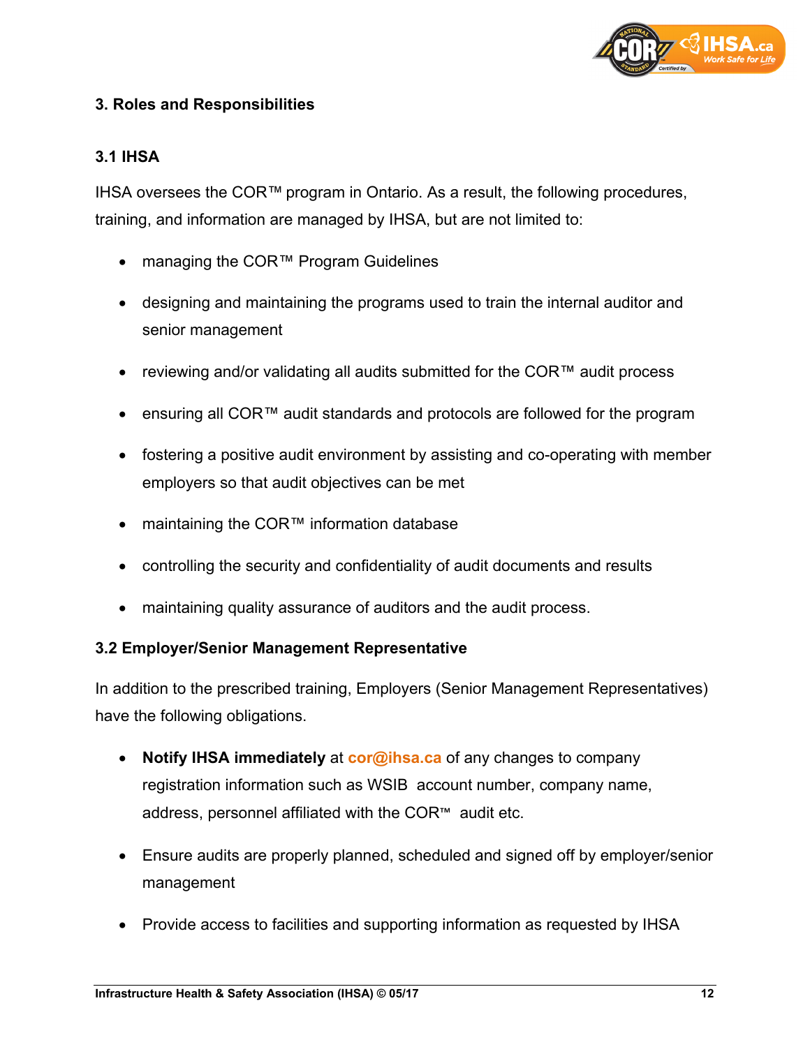## 3. Roles and Responsibilities

### 3.1 IHSA

IHSA oversees the COR™ program in Ontario. As a result, the following procedures, training, and information are managed by IHSA, but are not limited to:

- managing the COR™ Program Guidelines
- designing and maintaining the programs used to train the internal auditor and senior management
- reviewing and/or validating all audits submitted for the COR™ audit process
- ensuring all COR™ audit standards and protocols are followed for the program
- fostering a positive audit environment by assisting and co-operating with member employers so that audit objectives can be met
- maintaining the COR™ information database
- controlling the security and confidentiality of audit documents and results
- maintaining quality assurance of auditors and the audit process.

### 3.2 Employer/Senior Management Representative

In addition to the prescribed training, Employers (Senior Management Representatives) have the following obligations.

- **Notify IHSA immediately** at cor@ihsa.ca of any changes to company registration information such as WSIB account number, company name, address, personnel affiliated with the COR™ audit etc.
- Ensure audits are properly planned, scheduled and signed off by employer/senior management
- Provide access to facilities and supporting information as requested by IHSA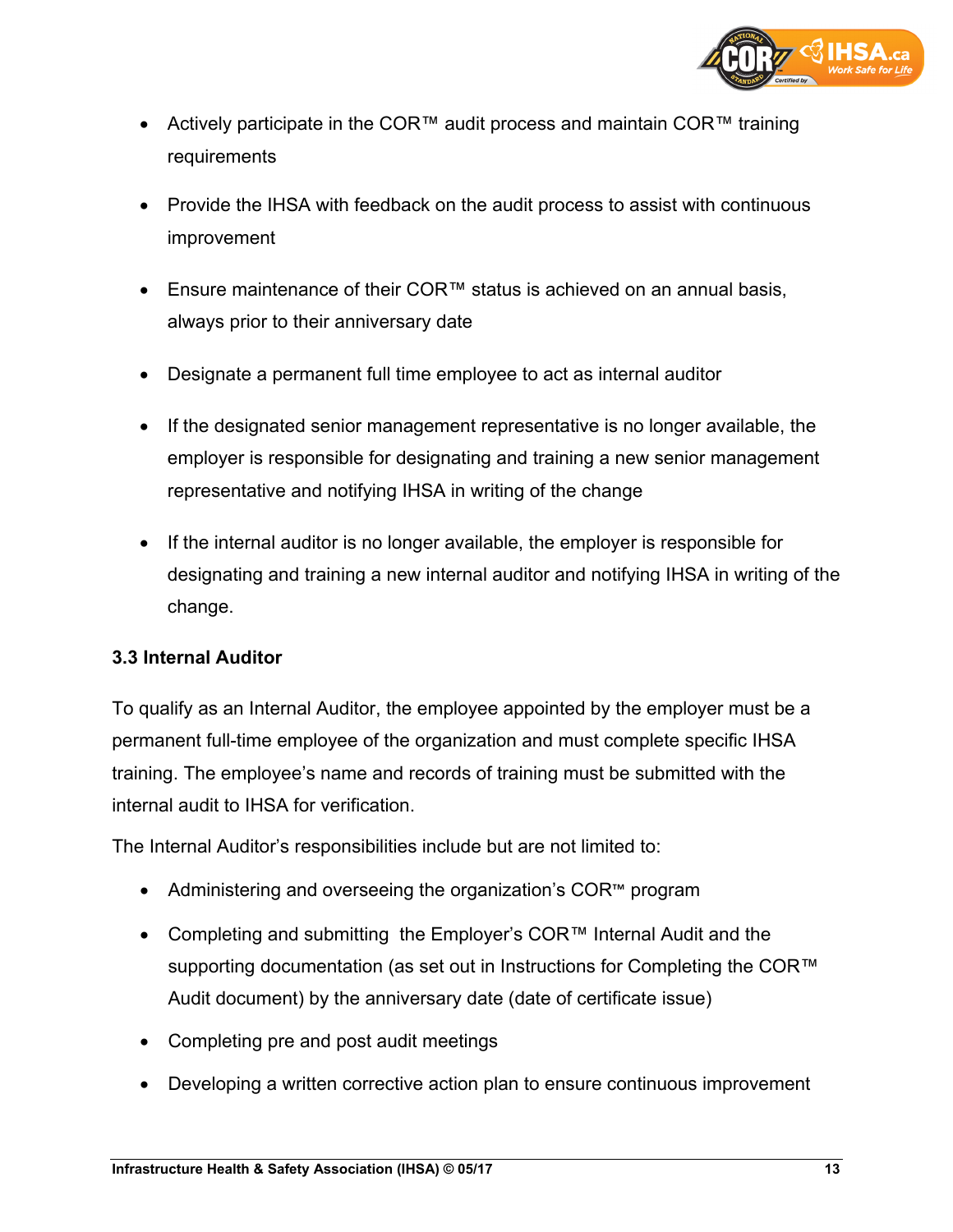- Actively participate in the COR™ audit process and maintain COR™ training requirements
- Provide the IHSA with feedback on the audit process to assist with continuous improvement
- Ensure maintenance of their COR™ status is achieved on an annual basis, always prior to their anniversary date
- Designate a permanent full time employee to act as internal auditor
- If the designated senior management representative is no longer available, the employer is responsible for designating and training a new senior management representative and notifying IHSA in writing of the change
- If the internal auditor is no longer available, the employer is responsible for designating and training a new internal auditor and notifying IHSA in writing of the change.

### 3.3 Internal Auditor

To qualify as an Internal Auditor, the employee appointed by the employer must be a permanent full-time employee of the organization and must complete specific IHSA training. The employee's name and records of training must be submitted with the internal audit to IHSA for verification.

The Internal Auditor's responsibilities include but are not limited to:

- Administering and overseeing the organization's COR™ program
- Completing and submitting the Employer's COR™ Internal Audit and the supporting documentation (as set out in Instructions for Completing the COR™ Audit document) by the anniversary date (date of certificate issue)
- Completing pre and post audit meetings
- Developing a written corrective action plan to ensure continuous improvement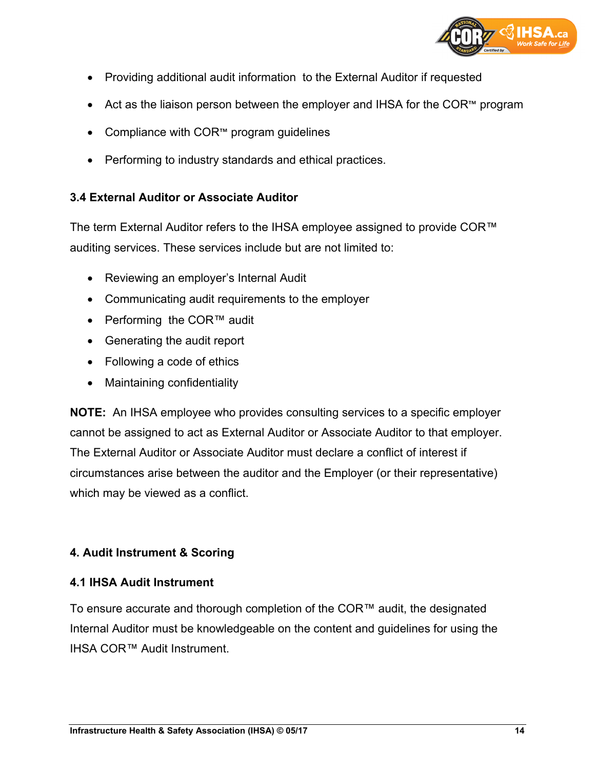- Providing additional audit information to the External Auditor if requested
- Act as the liaison person between the employer and IHSA for the COR™ program
- Compliance with COR™ program guidelines
- Performing to industry standards and ethical practices.

### 3.4 External Auditor or Associate Auditor

The term External Auditor refers to the IHSA employee assigned to provide COR™ auditing services. These services include but are not limited to:

- Reviewing an employer's Internal Audit
- Communicating audit requirements to the employer
- Performing the COR™ audit
- Generating the audit report
- Following a code of ethics
- Maintaining confidentiality

**NOTE:** An IHSA employee who provides consulting services to a specific employer cannot be assigned to act as External Auditor or Associate Auditor to that employer. The External Auditor or Associate Auditor must declare a conflict of interest if circumstances arise between the auditor and the Employer (or their representative) which may be viewed as a conflict.

## 4. Audit Instrument & Scoring

### 4.1 IHSA Audit Instrument

To ensure accurate and thorough completion of the COR™ audit, the designated Internal Auditor must be knowledgeable on the content and guidelines for using the IHSA COR™ Audit Instrument.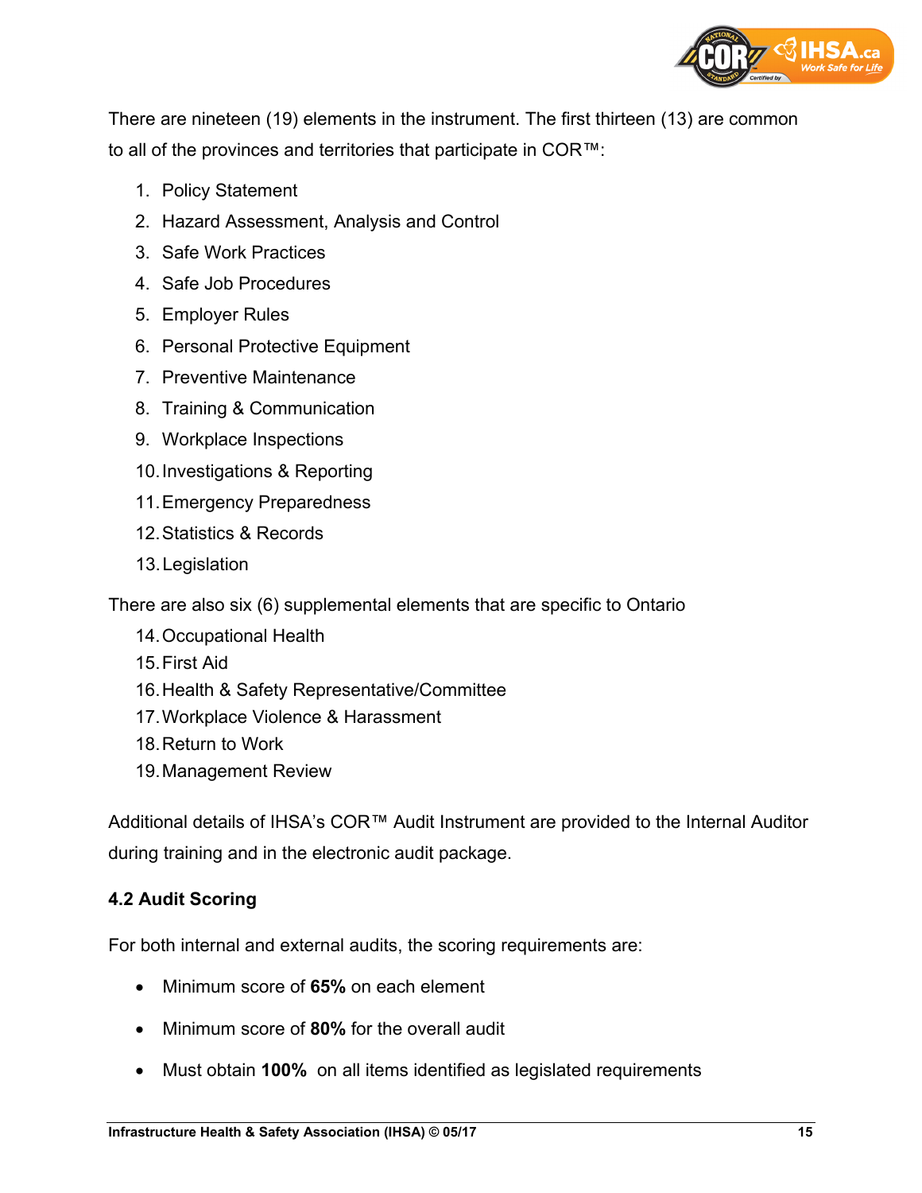There are nineteen (19) elements in the instrument. The first thirteen (13) are common to all of the provinces and territories that participate in COR™:

1. Policy Statement
2. Hazard Assessment, Analysis and Control
3. Safe Work Practices
4. Safe Job Procedures
5. Employer Rules
6. Personal Protective Equipment
7. Preventive Maintenance
8. Training & Communication
9. Workplace Inspections
10. Investigations & Reporting
11. Emergency Preparedness
12. Statistics & Records
13. Legislation

There are also six (6) supplemental elements that are specific to Ontario

14. Occupational Health
15. First Aid
16. Health & Safety Representative/Committee
17. Workplace Violence & Harassment
18. Return to Work
19. Management Review

Additional details of IHSA's COR™ Audit Instrument are provided to the Internal Auditor during training and in the electronic audit package.

### 4.2 Audit Scoring

For both internal and external audits, the scoring requirements are:

- Minimum score of **65%** on each element
- Minimum score of **80%** for the overall audit
- Must obtain **100%** on all items identified as legislated requirements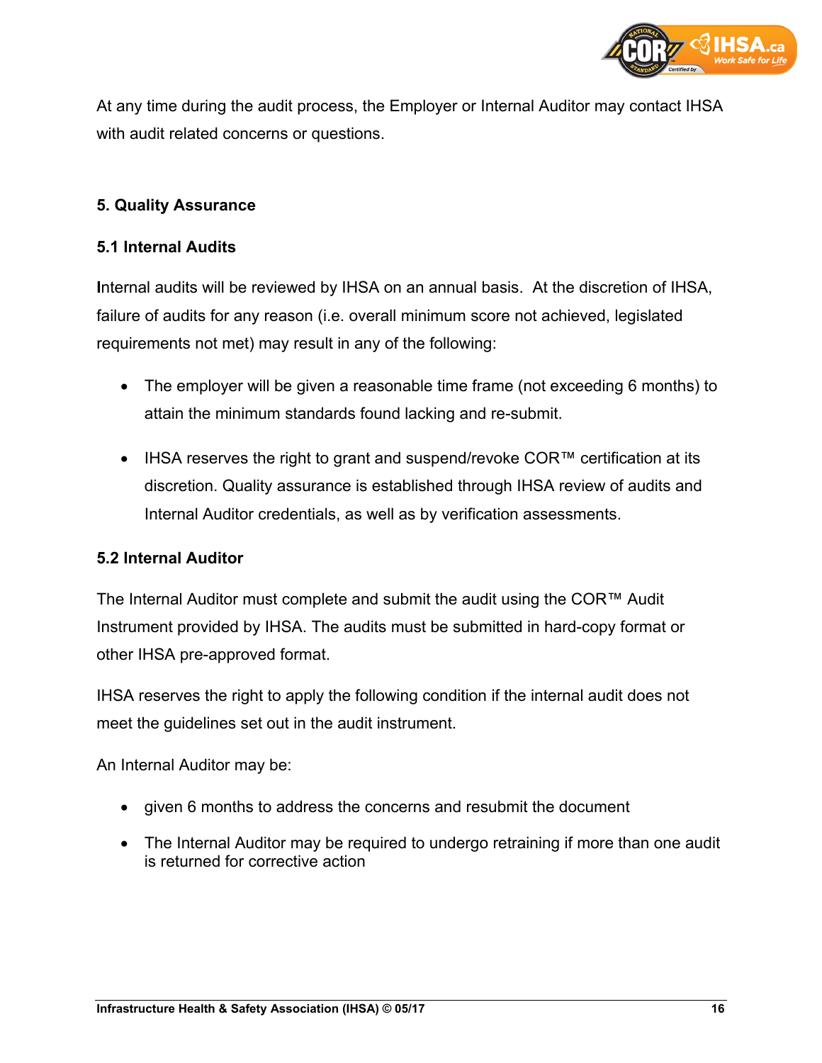At any time during the audit process, the Employer or Internal Auditor may contact IHSA with audit related concerns or questions.

## 5. Quality Assurance

### 5.1 Internal Audits

Internal audits will be reviewed by IHSA on an annual basis. At the discretion of IHSA, failure of audits for any reason (i.e. overall minimum score not achieved, legislated requirements not met) may result in any of the following:

- The employer will be given a reasonable time frame (not exceeding 6 months) to attain the minimum standards found lacking and re-submit.
- IHSA reserves the right to grant and suspend/revoke COR™ certification at its discretion. Quality assurance is established through IHSA review of audits and Internal Auditor credentials, as well as by verification assessments.

### 5.2 Internal Auditor

The Internal Auditor must complete and submit the audit using the COR™ Audit Instrument provided by IHSA. The audits must be submitted in hard-copy format or other IHSA pre-approved format.

IHSA reserves the right to apply the following condition if the internal audit does not meet the guidelines set out in the audit instrument.

An Internal Auditor may be:

- given 6 months to address the concerns and resubmit the document
- The Internal Auditor may be required to undergo retraining if more than one audit is returned for corrective action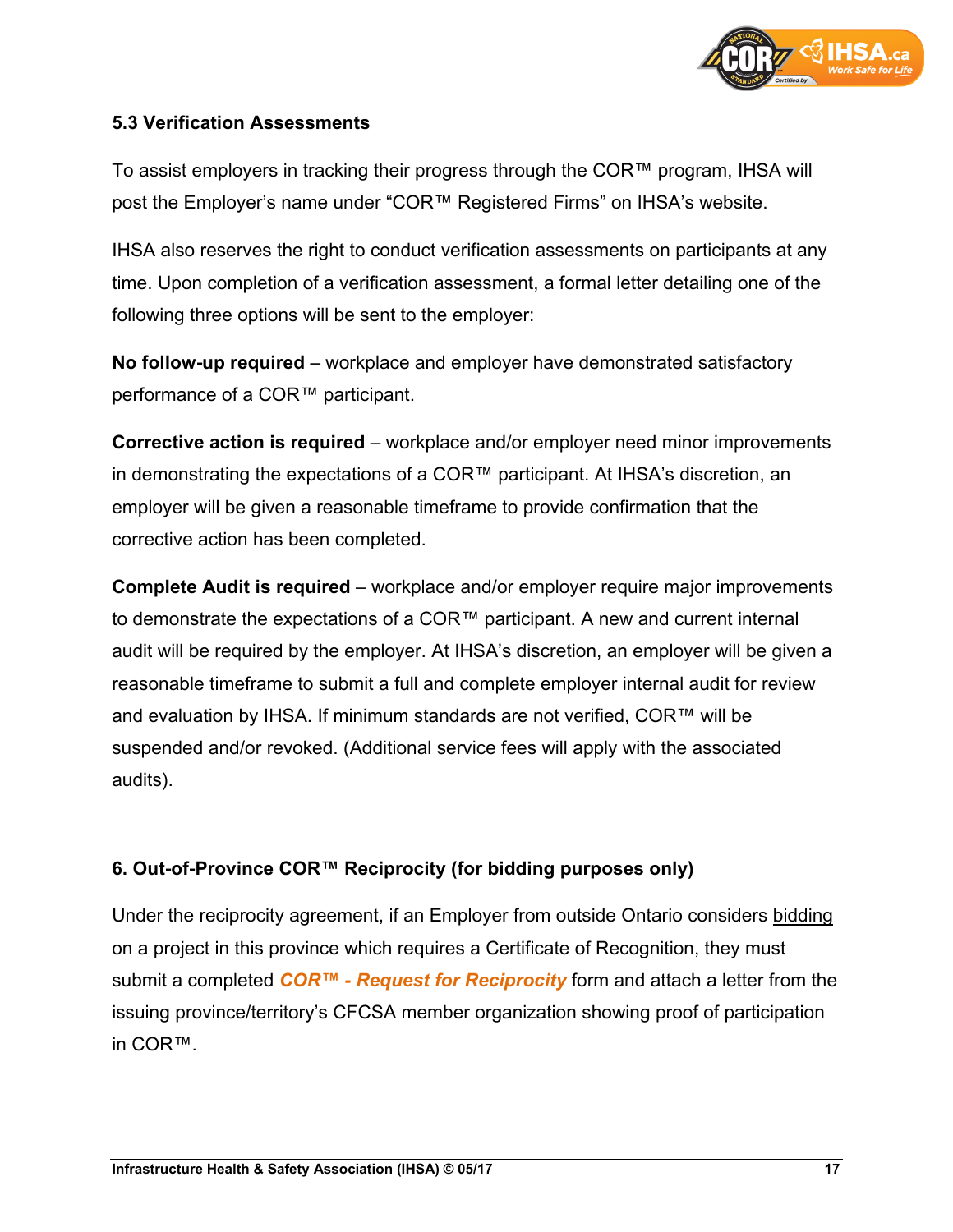### 5.3 Verification Assessments

To assist employers in tracking their progress through the COR™ program, IHSA will post the Employer's name under "COR™ Registered Firms" on IHSA's website.

IHSA also reserves the right to conduct verification assessments on participants at any time. Upon completion of a verification assessment, a formal letter detailing one of the following three options will be sent to the employer:

**No follow-up required** – workplace and employer have demonstrated satisfactory performance of a COR™ participant.

**Corrective action is required** – workplace and/or employer need minor improvements in demonstrating the expectations of a COR™ participant. At IHSA's discretion, an employer will be given a reasonable timeframe to provide confirmation that the corrective action has been completed.

**Complete Audit is required** – workplace and/or employer require major improvements to demonstrate the expectations of a COR™ participant. A new and current internal audit will be required by the employer. At IHSA's discretion, an employer will be given a reasonable timeframe to submit a full and complete employer internal audit for review and evaluation by IHSA. If minimum standards are not verified, COR™ will be suspended and/or revoked. (Additional service fees will apply with the associated audits).

## 6. Out-of-Province COR™ Reciprocity (for bidding purposes only)

Under the reciprocity agreement, if an Employer from outside Ontario considers bidding on a project in this province which requires a Certificate of Recognition, they must submit a completed ***COR™ - Request for Reciprocity*** form and attach a letter from the issuing province/territory's CFCSA member organization showing proof of participation in COR™.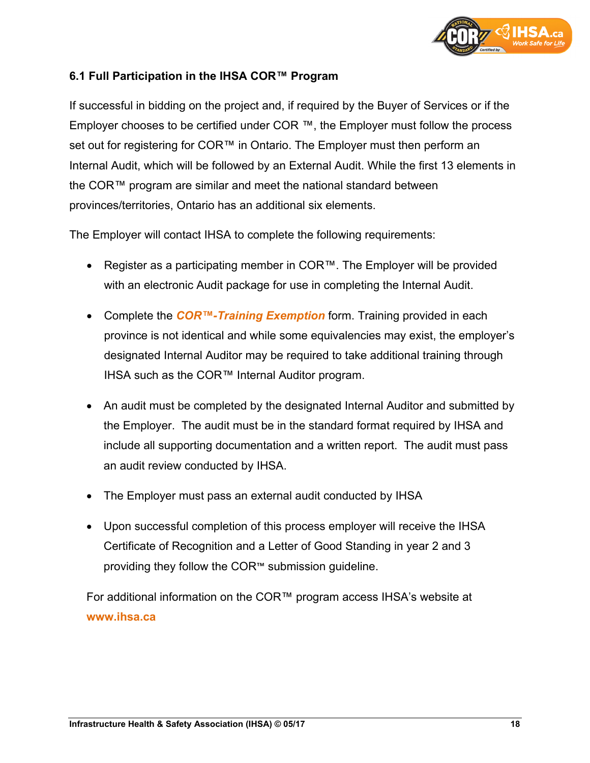### 6.1 Full Participation in the IHSA COR™ Program

If successful in bidding on the project and, if required by the Buyer of Services or if the Employer chooses to be certified under COR ™, the Employer must follow the process set out for registering for COR™ in Ontario. The Employer must then perform an Internal Audit, which will be followed by an External Audit. While the first 13 elements in the COR™ program are similar and meet the national standard between provinces/territories, Ontario has an additional six elements.

The Employer will contact IHSA to complete the following requirements:

- Register as a participating member in COR™. The Employer will be provided with an electronic Audit package for use in completing the Internal Audit.
- Complete the ***COR™-Training Exemption*** form. Training provided in each province is not identical and while some equivalencies may exist, the employer's designated Internal Auditor may be required to take additional training through IHSA such as the COR™ Internal Auditor program.
- An audit must be completed by the designated Internal Auditor and submitted by the Employer. The audit must be in the standard format required by IHSA and include all supporting documentation and a written report. The audit must pass an audit review conducted by IHSA.
- The Employer must pass an external audit conducted by IHSA
- Upon successful completion of this process employer will receive the IHSA Certificate of Recognition and a Letter of Good Standing in year 2 and 3 providing they follow the COR™ submission guideline.

For additional information on the COR™ program access IHSA's website at **www.ihsa.ca**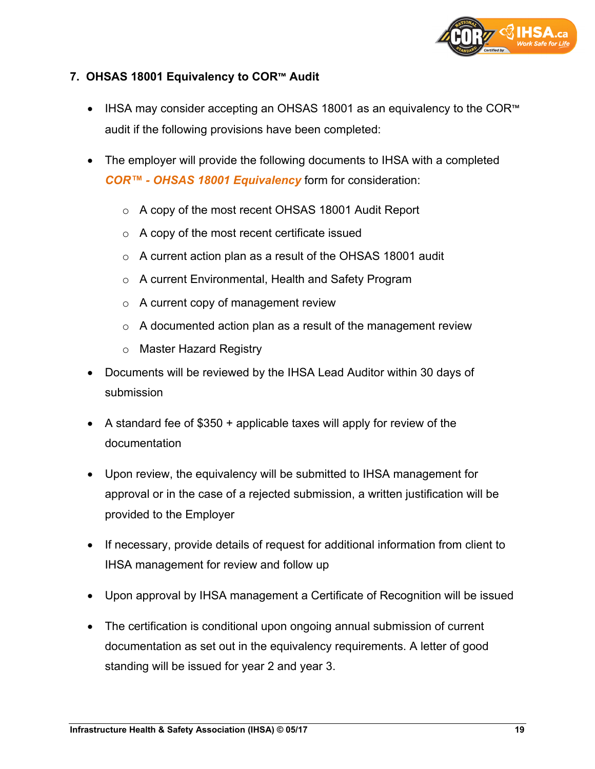## 7. OHSAS 18001 Equivalency to COR™ Audit

- IHSA may consider accepting an OHSAS 18001 as an equivalency to the COR™ audit if the following provisions have been completed:
- The employer will provide the following documents to IHSA with a completed ***COR™ - OHSAS 18001 Equivalency*** form for consideration:
  - A copy of the most recent OHSAS 18001 Audit Report
  - A copy of the most recent certificate issued
  - A current action plan as a result of the OHSAS 18001 audit
  - A current Environmental, Health and Safety Program
  - A current copy of management review
  - A documented action plan as a result of the management review
  - Master Hazard Registry
- Documents will be reviewed by the IHSA Lead Auditor within 30 days of submission
- A standard fee of $350 + applicable taxes will apply for review of the documentation
- Upon review, the equivalency will be submitted to IHSA management for approval or in the case of a rejected submission, a written justification will be provided to the Employer
- If necessary, provide details of request for additional information from client to IHSA management for review and follow up
- Upon approval by IHSA management a Certificate of Recognition will be issued
- The certification is conditional upon ongoing annual submission of current documentation as set out in the equivalency requirements. A letter of good standing will be issued for year 2 and year 3.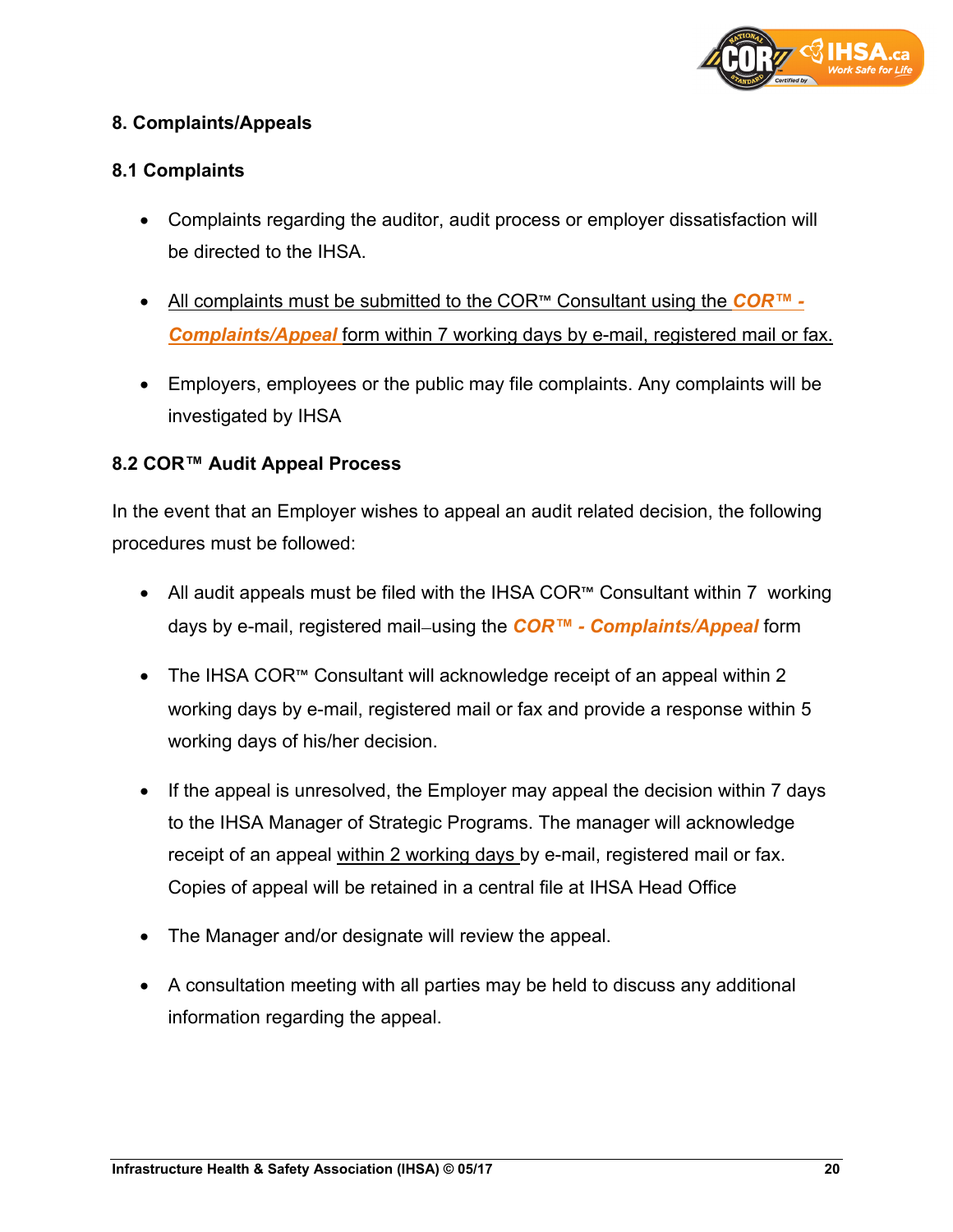## 8. Complaints/Appeals

### 8.1 Complaints

- Complaints regarding the auditor, audit process or employer dissatisfaction will be directed to the IHSA.
- All complaints must be submitted to the COR™ Consultant using the ***COR™ - Complaints/Appeal*** form within 7 working days by e-mail, registered mail or fax.
- Employers, employees or the public may file complaints. Any complaints will be investigated by IHSA

### 8.2 COR™ Audit Appeal Process

In the event that an Employer wishes to appeal an audit related decision, the following procedures must be followed:

- All audit appeals must be filed with the IHSA COR™ Consultant within 7 working days by e-mail, registered mail–using the ***COR™ - Complaints/Appeal*** form
- The IHSA COR™ Consultant will acknowledge receipt of an appeal within 2 working days by e-mail, registered mail or fax and provide a response within 5 working days of his/her decision.
- If the appeal is unresolved, the Employer may appeal the decision within 7 days to the IHSA Manager of Strategic Programs. The manager will acknowledge receipt of an appeal within 2 working days by e-mail, registered mail or fax. Copies of appeal will be retained in a central file at IHSA Head Office
- The Manager and/or designate will review the appeal.
- A consultation meeting with all parties may be held to discuss any additional information regarding the appeal.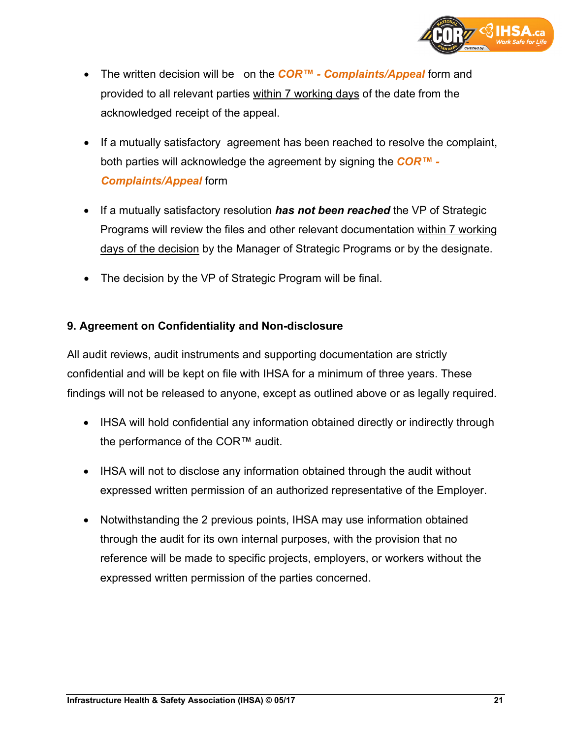- The written decision will be on the ***COR™ - Complaints/Appeal*** form and provided to all relevant parties within 7 working days of the date from the acknowledged receipt of the appeal.

- If a mutually satisfactory agreement has been reached to resolve the complaint, both parties will acknowledge the agreement by signing the ***COR™ - Complaints/Appeal*** form

- If a mutually satisfactory resolution ***has not been reached*** the VP of Strategic Programs will review the files and other relevant documentation within 7 working days of the decision by the Manager of Strategic Programs or by the designate.

- The decision by the VP of Strategic Program will be final.

## 9. Agreement on Confidentiality and Non-disclosure

All audit reviews, audit instruments and supporting documentation are strictly confidential and will be kept on file with IHSA for a minimum of three years. These findings will not be released to anyone, except as outlined above or as legally required.

- IHSA will hold confidential any information obtained directly or indirectly through the performance of the COR™ audit.

- IHSA will not to disclose any information obtained through the audit without expressed written permission of an authorized representative of the Employer.

- Notwithstanding the 2 previous points, IHSA may use information obtained through the audit for its own internal purposes, with the provision that no reference will be made to specific projects, employers, or workers without the expressed written permission of the parties concerned.